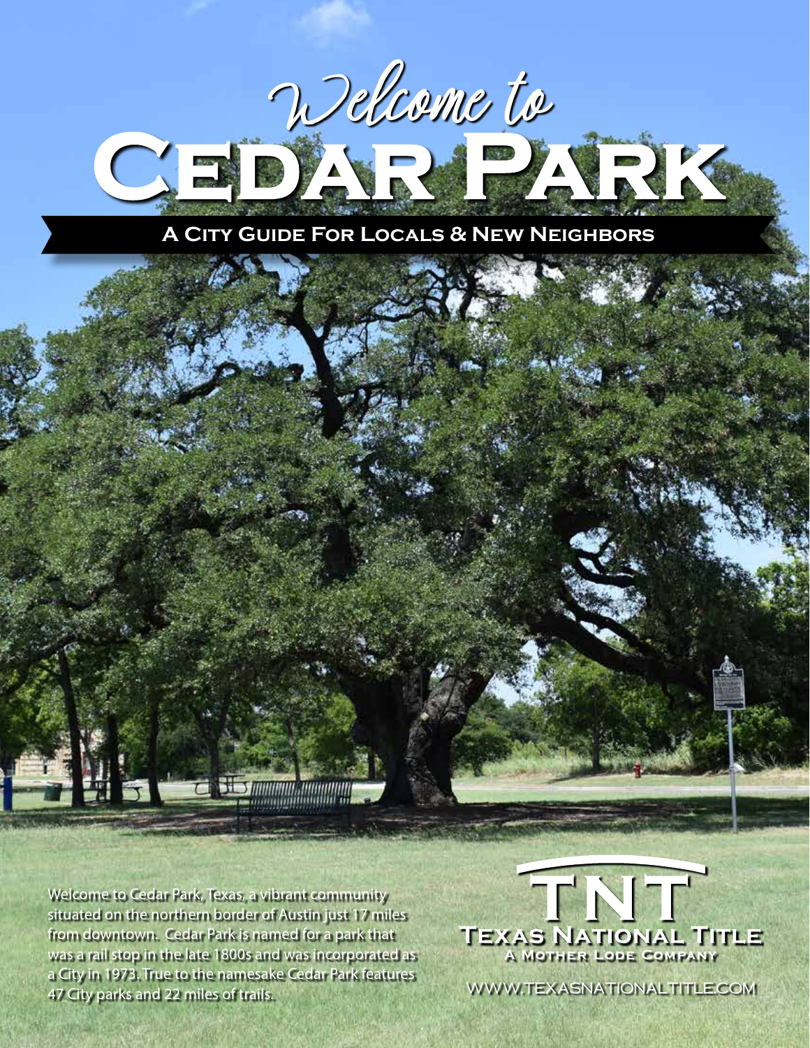# Welcome to Cedar Park

## A City Guide For Locals & New Neighbors

Welcome to Cedar Park, Texas, a vibrant community situated on the northern border of Austin just 17 miles from downtown. Cedar Park is named for a park that was a rail stop in the late 1800s and was incorporated as a City in 1973. True to the namesake Cedar Park features 47 City parks and 22 miles of trails.

**TNT**
**Texas National Title**
A Mother Lode Company

WWW.TEXASNATIONALTITLE.COM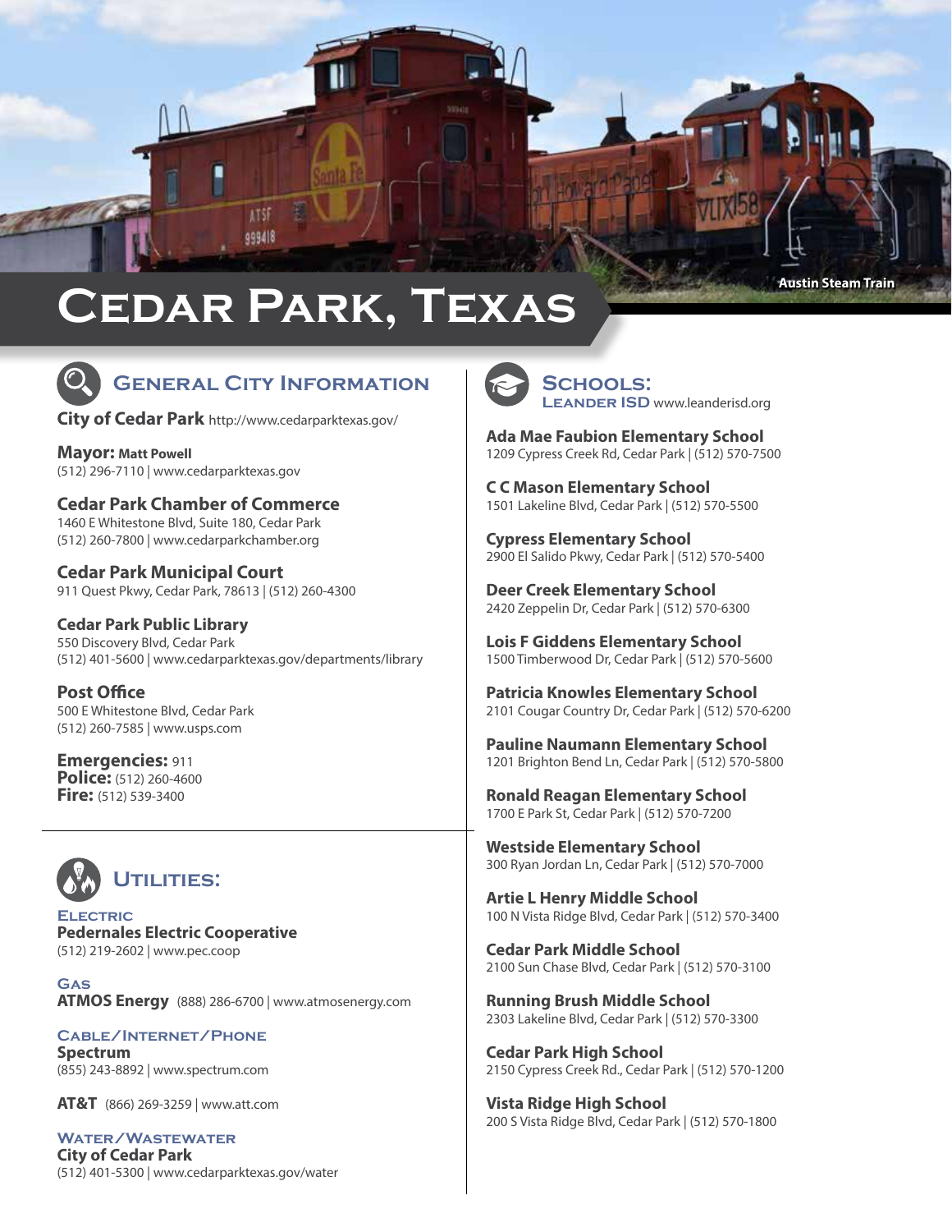Austin Steam Train

# Cedar Park, Texas

## General City Information

**City of Cedar Park** http://www.cedarparktexas.gov/

**Mayor: Matt Powell**
(512) 296-7110 | www.cedarparktexas.gov

**Cedar Park Chamber of Commerce**
1460 E Whitestone Blvd, Suite 180, Cedar Park
(512) 260-7800 | www.cedarparkchamber.org

**Cedar Park Municipal Court**
911 Quest Pkwy, Cedar Park, 78613 | (512) 260-4300

**Cedar Park Public Library**
550 Discovery Blvd, Cedar Park
(512) 401-5600 | www.cedarparktexas.gov/departments/library

**Post Office**
500 E Whitestone Blvd, Cedar Park
(512) 260-7585 | www.usps.com

**Emergencies:** 911
**Police:** (512) 260-4600
**Fire:** (512) 539-3400

## Utilities:

### Electric

**Pedernales Electric Cooperative**
(512) 219-2602 | www.pec.coop

### Gas

**ATMOS Energy** (888) 286-6700 | www.atmosenergy.com

### Cable/Internet/Phone

**Spectrum**
(855) 243-8892 | www.spectrum.com

**AT&T** (866) 269-3259 | www.att.com

### Water/Wastewater

**City of Cedar Park**
(512) 401-5300 | www.cedarparktexas.gov/water

## Schools:

### Leander ISD www.leanderisd.org

**Ada Mae Faubion Elementary School**
1209 Cypress Creek Rd, Cedar Park | (512) 570-7500

**C C Mason Elementary School**
1501 Lakeline Blvd, Cedar Park | (512) 570-5500

**Cypress Elementary School**
2900 El Salido Pkwy, Cedar Park | (512) 570-5400

**Deer Creek Elementary School**
2420 Zeppelin Dr, Cedar Park | (512) 570-6300

**Lois F Giddens Elementary School**
1500 Timberwood Dr, Cedar Park | (512) 570-5600

**Patricia Knowles Elementary School**
2101 Cougar Country Dr, Cedar Park | (512) 570-6200

**Pauline Naumann Elementary School**
1201 Brighton Bend Ln, Cedar Park | (512) 570-5800

**Ronald Reagan Elementary School**
1700 E Park St, Cedar Park | (512) 570-7200

**Westside Elementary School**
300 Ryan Jordan Ln, Cedar Park | (512) 570-7000

**Artie L Henry Middle School**
100 N Vista Ridge Blvd, Cedar Park | (512) 570-3400

**Cedar Park Middle School**
2100 Sun Chase Blvd, Cedar Park | (512) 570-3100

**Running Brush Middle School**
2303 Lakeline Blvd, Cedar Park | (512) 570-3300

**Cedar Park High School**
2150 Cypress Creek Rd., Cedar Park | (512) 570-1200

**Vista Ridge High School**
200 S Vista Ridge Blvd, Cedar Park | (512) 570-1800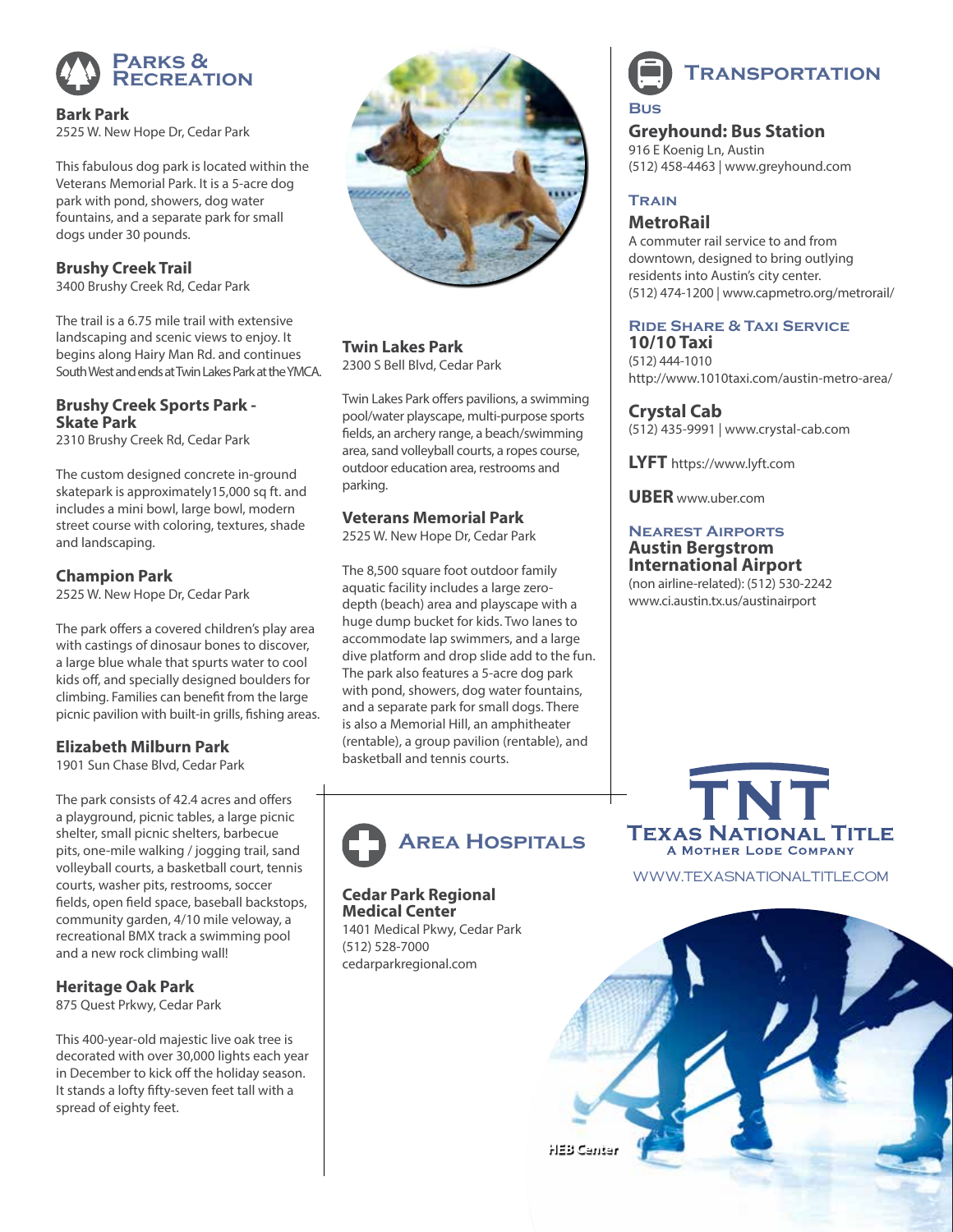# Parks & Recreation

### Bark Park
2525 W. New Hope Dr, Cedar Park

This fabulous dog park is located within the Veterans Memorial Park. It is a 5-acre dog park with pond, showers, dog water fountains, and a separate park for small dogs under 30 pounds.

### Brushy Creek Trail
3400 Brushy Creek Rd, Cedar Park

The trail is a 6.75 mile trail with extensive landscaping and scenic views to enjoy. It begins along Hairy Man Rd. and continues SouthWest and ends at Twin Lakes Park at the YMCA.

### Brushy Creek Sports Park - Skate Park
2310 Brushy Creek Rd, Cedar Park

The custom designed concrete in-ground skatepark is approximately15,000 sq ft. and includes a mini bowl, large bowl, modern street course with coloring, textures, shade and landscaping.

### Champion Park
2525 W. New Hope Dr, Cedar Park

The park offers a covered children's play area with castings of dinosaur bones to discover, a large blue whale that spurts water to cool kids off, and specially designed boulders for climbing. Families can benefit from the large picnic pavilion with built-in grills, fishing areas.

### Elizabeth Milburn Park
1901 Sun Chase Blvd, Cedar Park

The park consists of 42.4 acres and offers a playground, picnic tables, a large picnic shelter, small picnic shelters, barbecue pits, one-mile walking / jogging trail, sand volleyball courts, a basketball court, tennis courts, washer pits, restrooms, soccer fields, open field space, baseball backstops, community garden, 4/10 mile veloway, a recreational BMX track a swimming pool and a new rock climbing wall!

### Heritage Oak Park
875 Quest Prkwy, Cedar Park

This 400-year-old majestic live oak tree is decorated with over 30,000 lights each year in December to kick off the holiday season. It stands a lofty fifty-seven feet tall with a spread of eighty feet.

### Twin Lakes Park
2300 S Bell Blvd, Cedar Park

Twin Lakes Park offers pavilions, a swimming pool/water playscape, multi-purpose sports fields, an archery range, a beach/swimming area, sand volleyball courts, a ropes course, outdoor education area, restrooms and parking.

### Veterans Memorial Park
2525 W. New Hope Dr, Cedar Park

The 8,500 square foot outdoor family aquatic facility includes a large zero-depth (beach) area and playscape with a huge dump bucket for kids. Two lanes to accommodate lap swimmers, and a large dive platform and drop slide add to the fun. The park also features a 5-acre dog park with pond, showers, dog water fountains, and a separate park for small dogs. There is also a Memorial Hill, an amphitheater (rentable), a group pavilion (rentable), and basketball and tennis courts.

# Area Hospitals

### Cedar Park Regional Medical Center
1401 Medical Pkwy, Cedar Park
(512) 528-7000
cedarparkregional.com

# Transportation

## Bus

### Greyhound: Bus Station
916 E Koenig Ln, Austin
(512) 458-4463 | www.greyhound.com

## Train

### MetroRail
A commuter rail service to and from downtown, designed to bring outlying residents into Austin's city center.
(512) 474-1200 | www.capmetro.org/metrorail/

## Ride Share & Taxi Service

### 10/10 Taxi
(512) 444-1010
http://www.1010taxi.com/austin-metro-area/

### Crystal Cab
(512) 435-9991 | www.crystal-cab.com

**LYFT** https://www.lyft.com

**UBER** www.uber.com

## Nearest Airports

### Austin Bergstrom International Airport
(non airline-related): (512) 530-2242
www.ci.austin.tx.us/austinairport

TNT
Texas National Title
A Mother Lode Company
WWW.TEXASNATIONALTITLE.COM

HEB Center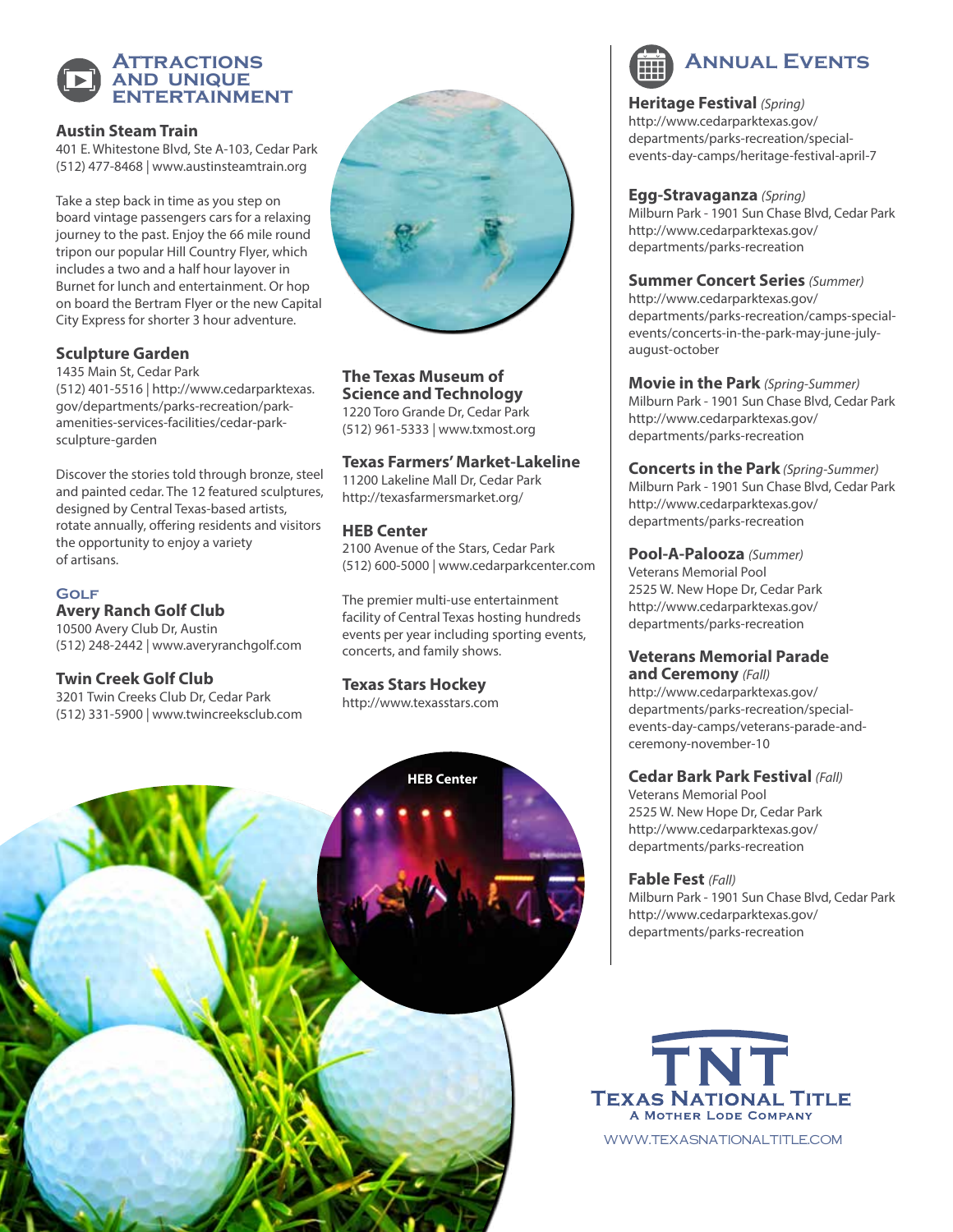## Attractions and Unique Entertainment

### Austin Steam Train
401 E. Whitestone Blvd, Ste A-103, Cedar Park
(512) 477-8468 | www.austinsteamtrain.org

Take a step back in time as you step on board vintage passengers cars for a relaxing journey to the past. Enjoy the 66 mile round tripon our popular Hill Country Flyer, which includes a two and a half hour layover in Burnet for lunch and entertainment. Or hop on board the Bertram Flyer or the new Capital City Express for shorter 3 hour adventure.

### Sculpture Garden
1435 Main St, Cedar Park
(512) 401-5516 | http://www.cedarparktexas.gov/departments/parks-recreation/park-amenities-services-facilities/cedar-park-sculpture-garden

Discover the stories told through bronze, steel and painted cedar. The 12 featured sculptures, designed by Central Texas-based artists, rotate annually, offering residents and visitors the opportunity to enjoy a variety of artisans.

### Golf

#### Avery Ranch Golf Club
10500 Avery Club Dr, Austin
(512) 248-2442 | www.averyranchgolf.com

#### Twin Creek Golf Club
3201 Twin Creeks Club Dr, Cedar Park
(512) 331-5900 | www.twincreeksclub.com

### The Texas Museum of Science and Technology
1220 Toro Grande Dr, Cedar Park
(512) 961-5333 | www.txmost.org

### Texas Farmers' Market-Lakeline
11200 Lakeline Mall Dr, Cedar Park
http://texasfarmersmarket.org/

### HEB Center
2100 Avenue of the Stars, Cedar Park
(512) 600-5000 | www.cedarparkcenter.com

The premier multi-use entertainment facility of Central Texas hosting hundreds events per year including sporting events, concerts, and family shows.

### Texas Stars Hockey
http://www.texasstars.com

HEB Center

## Annual Events

**Heritage Festival** *(Spring)*
http://www.cedarparktexas.gov/departments/parks-recreation/special-events-day-camps/heritage-festival-april-7

**Egg-Stravaganza** *(Spring)*
Milburn Park - 1901 Sun Chase Blvd, Cedar Park
http://www.cedarparktexas.gov/departments/parks-recreation

**Summer Concert Series** *(Summer)*
http://www.cedarparktexas.gov/departments/parks-recreation/camps-special-events/concerts-in-the-park-may-june-july-august-october

**Movie in the Park** *(Spring-Summer)*
Milburn Park - 1901 Sun Chase Blvd, Cedar Park
http://www.cedarparktexas.gov/departments/parks-recreation

**Concerts in the Park** *(Spring-Summer)*
Milburn Park - 1901 Sun Chase Blvd, Cedar Park
http://www.cedarparktexas.gov/departments/parks-recreation

**Pool-A-Palooza** *(Summer)*
Veterans Memorial Pool
2525 W. New Hope Dr, Cedar Park
http://www.cedarparktexas.gov/departments/parks-recreation

**Veterans Memorial Parade and Ceremony** *(Fall)*
http://www.cedarparktexas.gov/departments/parks-recreation/special-events-day-camps/veterans-parade-and-ceremony-november-10

**Cedar Bark Park Festival** *(Fall)*
Veterans Memorial Pool
2525 W. New Hope Dr, Cedar Park
http://www.cedarparktexas.gov/departments/parks-recreation

**Fable Fest** *(Fall)*
Milburn Park - 1901 Sun Chase Blvd, Cedar Park
http://www.cedarparktexas.gov/departments/parks-recreation

TNT
Texas National Title
A Mother Lode Company
WWW.TEXASNATIONALTITLE.COM